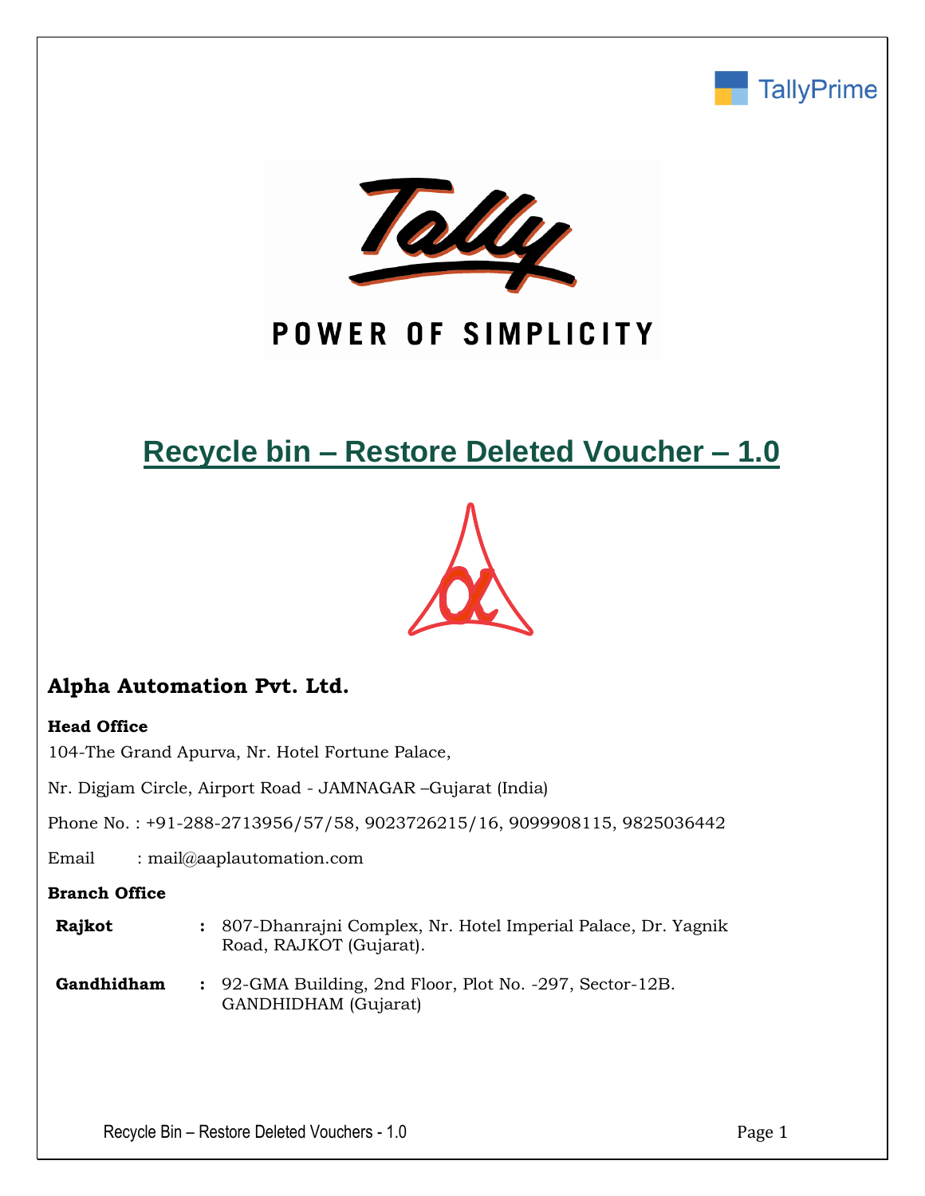TallyPrime

POWER OF SIMPLICITY

# Recycle bin – Restore Deleted Voucher – 1.0

## Alpha Automation Pvt. Ltd.

**Head Office**

104-The Grand Apurva, Nr. Hotel Fortune Palace,

Nr. Digjam Circle, Airport Road - JAMNAGAR –Gujarat (India)

Phone No. : +91-288-2713956/57/58, 9023726215/16, 9099908115, 9825036442

Email : mail@aaplautomation.com

**Branch Office**

| | | |
|---|---|---|
| **Rajkot** | **:** | 807-Dhanrajni Complex, Nr. Hotel Imperial Palace, Dr. Yagnik Road, RAJKOT (Gujarat). |
| **Gandhidham** | **:** | 92-GMA Building, 2nd Floor, Plot No. -297, Sector-12B. GANDHIDHAM (Gujarat) |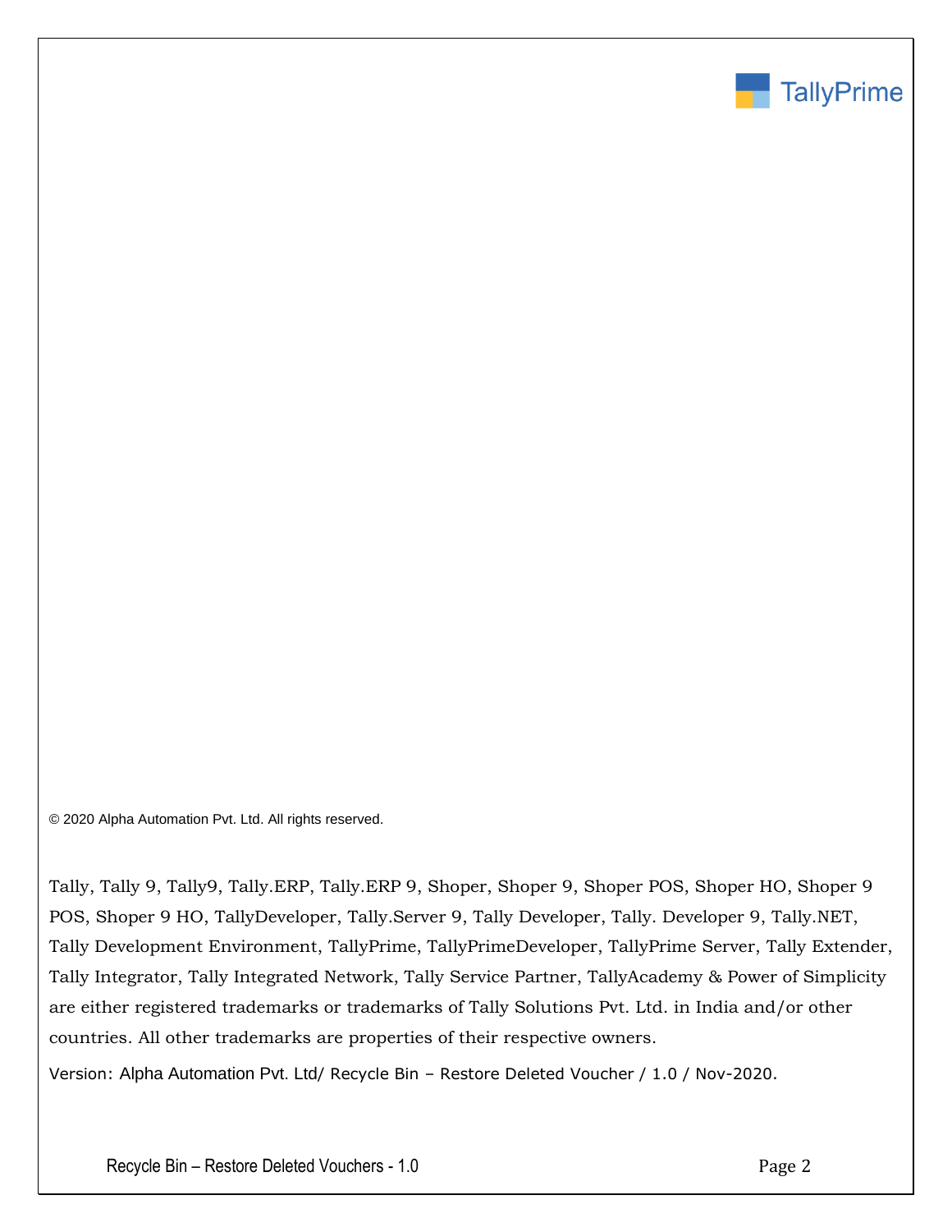© 2020 Alpha Automation Pvt. Ltd. All rights reserved.

Tally, Tally 9, Tally9, Tally.ERP, Tally.ERP 9, Shoper, Shoper 9, Shoper POS, Shoper HO, Shoper 9 POS, Shoper 9 HO, TallyDeveloper, Tally.Server 9, Tally Developer, Tally. Developer 9, Tally.NET, Tally Development Environment, TallyPrime, TallyPrimeDeveloper, TallyPrime Server, Tally Extender, Tally Integrator, Tally Integrated Network, Tally Service Partner, TallyAcademy & Power of Simplicity are either registered trademarks or trademarks of Tally Solutions Pvt. Ltd. in India and/or other countries. All other trademarks are properties of their respective owners.

Version: Alpha Automation Pvt. Ltd/ Recycle Bin – Restore Deleted Voucher / 1.0 / Nov-2020.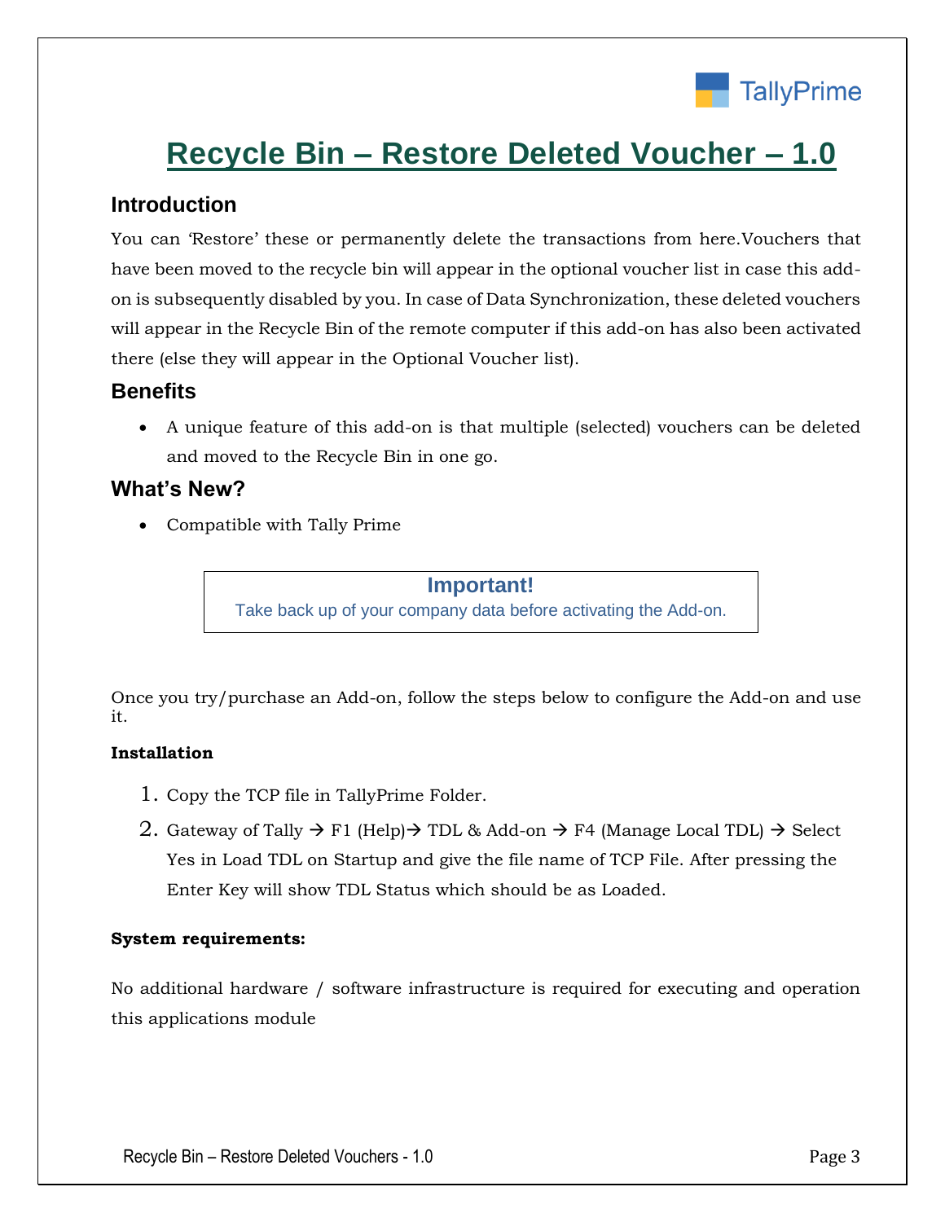# Recycle Bin – Restore Deleted Voucher – 1.0

## Introduction

You can 'Restore' these or permanently delete the transactions from here.Vouchers that have been moved to the recycle bin will appear in the optional voucher list in case this add-on is subsequently disabled by you. In case of Data Synchronization, these deleted vouchers will appear in the Recycle Bin of the remote computer if this add-on has also been activated there (else they will appear in the Optional Voucher list).

## Benefits

- A unique feature of this add-on is that multiple (selected) vouchers can be deleted and moved to the Recycle Bin in one go.

## What's New?

- Compatible with Tally Prime

> **Important!**
> Take back up of your company data before activating the Add-on.

Once you try/purchase an Add-on, follow the steps below to configure the Add-on and use it.

**Installation**

1. Copy the TCP file in TallyPrime Folder.
2. Gateway of Tally → F1 (Help)→ TDL & Add-on → F4 (Manage Local TDL) → Select Yes in Load TDL on Startup and give the file name of TCP File. After pressing the Enter Key will show TDL Status which should be as Loaded.

**System requirements:**

No additional hardware / software infrastructure is required for executing and operation this applications module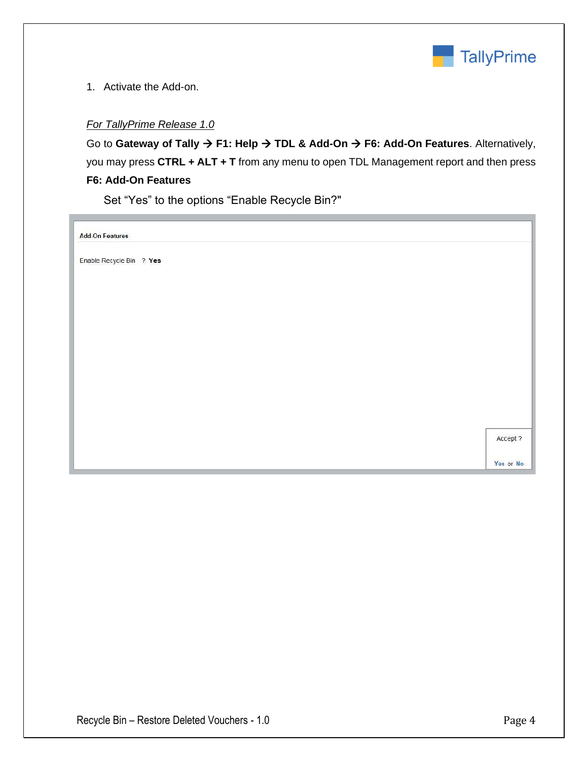1. Activate the Add-on.

*For TallyPrime Release 1.0*

Go to **Gateway of Tally → F1: Help → TDL & Add-On → F6: Add-On Features**. Alternatively, you may press **CTRL + ALT + T** from any menu to open TDL Management report and then press **F6: Add-On Features**

Set "Yes" to the options "Enable Recycle Bin?"

Add On Features

Enable Recycle Bin ? Yes

Accept ?

Yes or No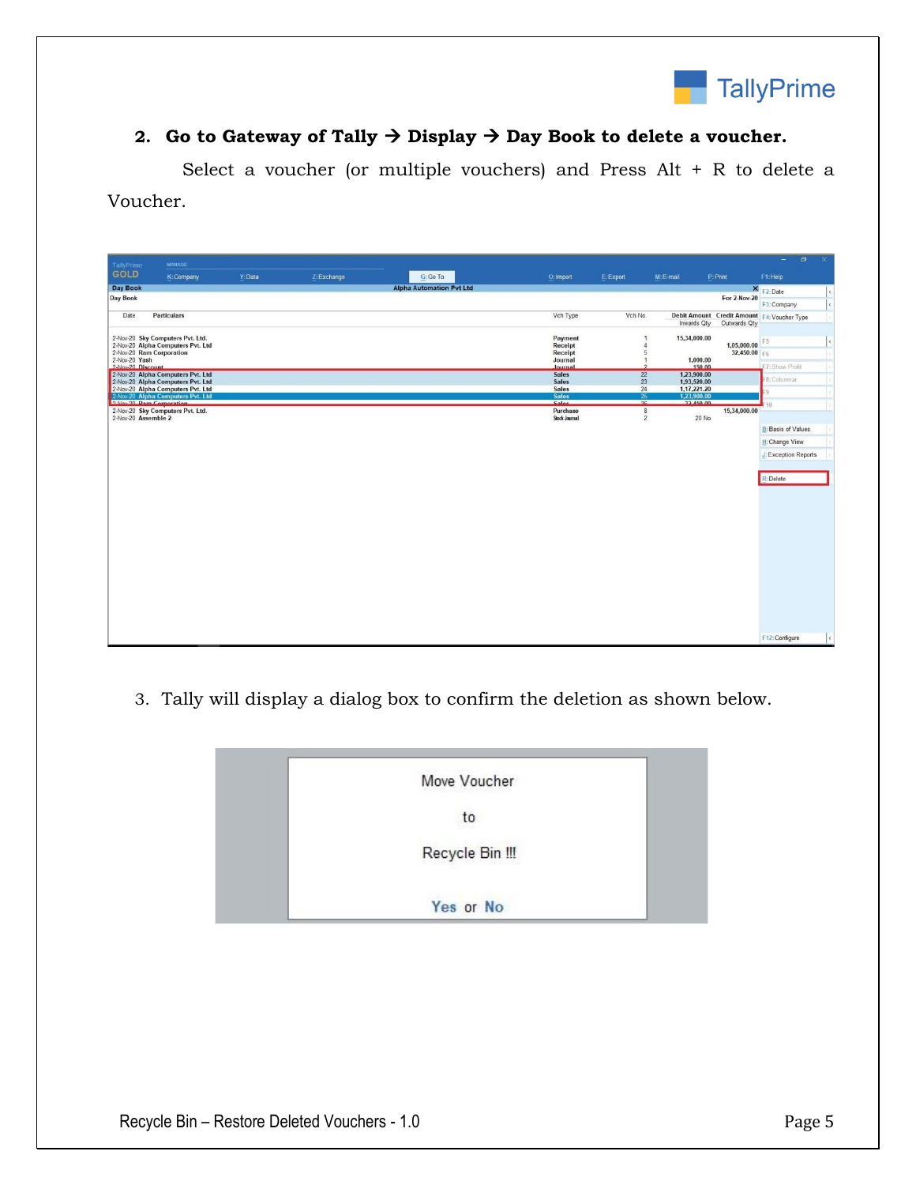2. **Go to Gateway of Tally → Display → Day Book to delete a voucher.**

 Select a voucher (or multiple vouchers) and Press Alt + R to delete a Voucher.

3. Tally will display a dialog box to confirm the deletion as shown below.

Move Voucher

to

Recycle Bin !!!

Yes or No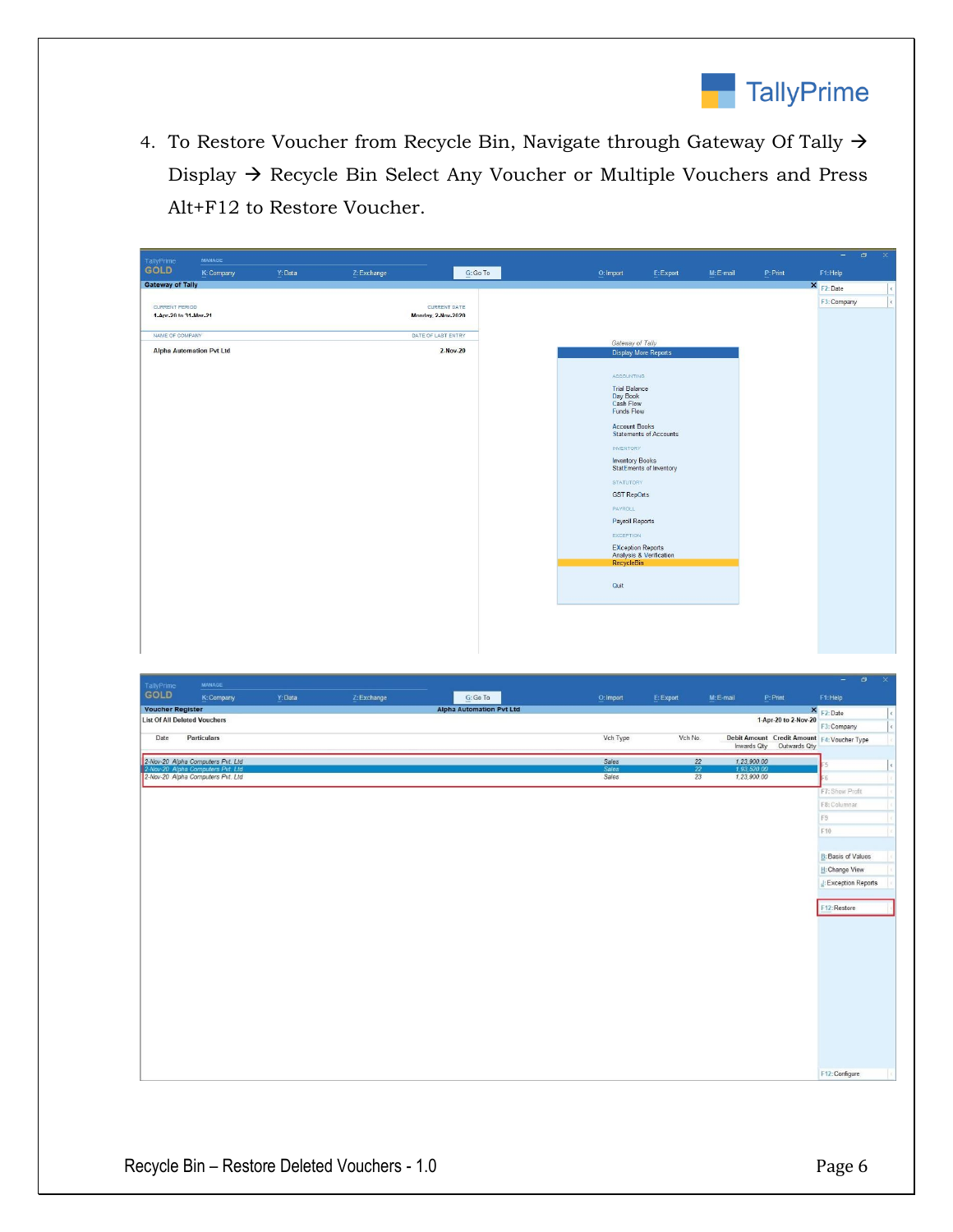4. To Restore Voucher from Recycle Bin, Navigate through Gateway Of Tally → Display → Recycle Bin Select Any Voucher or Multiple Vouchers and Press Alt+F12 to Restore Voucher.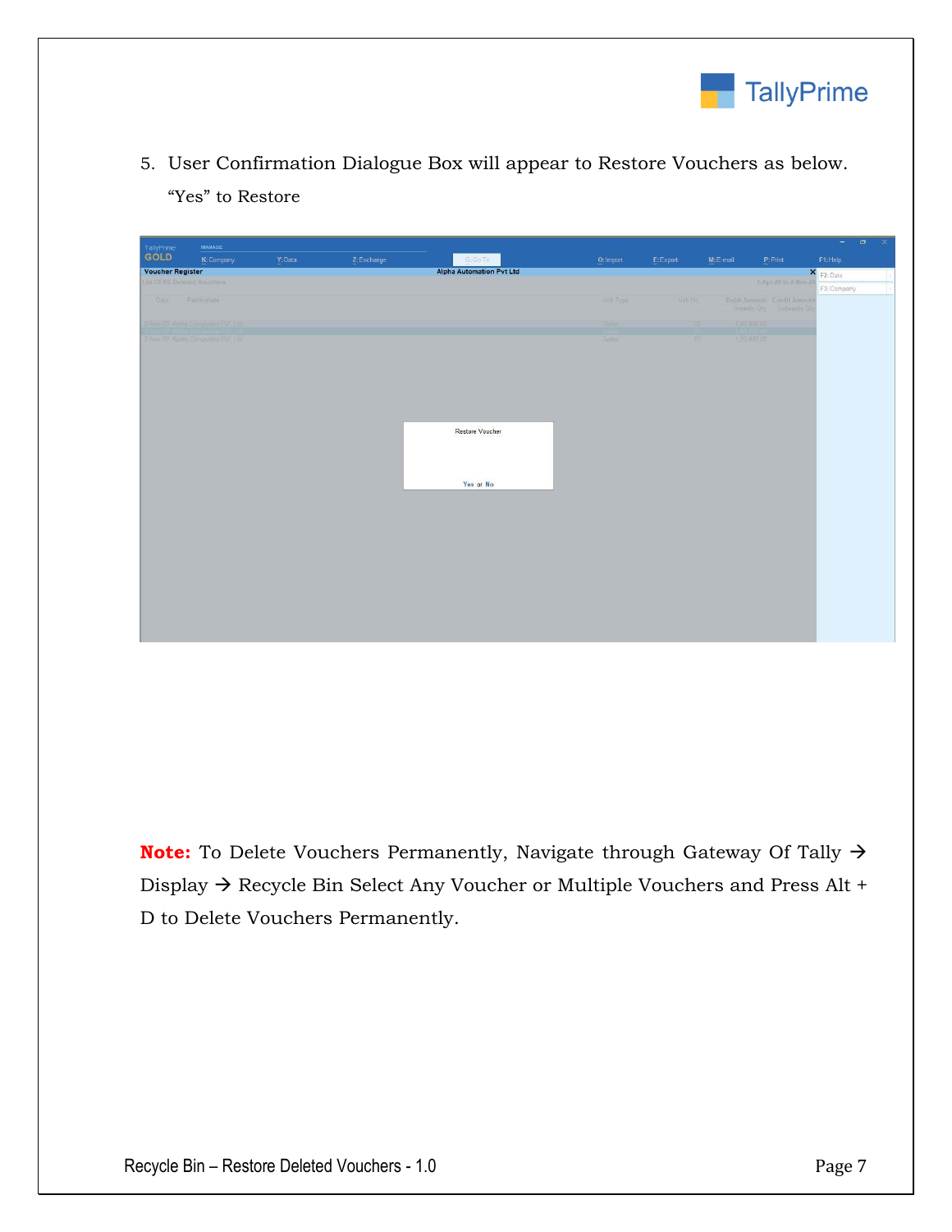5. User Confirmation Dialogue Box will appear to Restore Vouchers as below. “Yes” to Restore

**Note:** To Delete Vouchers Permanently, Navigate through Gateway Of Tally → Display → Recycle Bin Select Any Voucher or Multiple Vouchers and Press Alt + D to Delete Vouchers Permanently.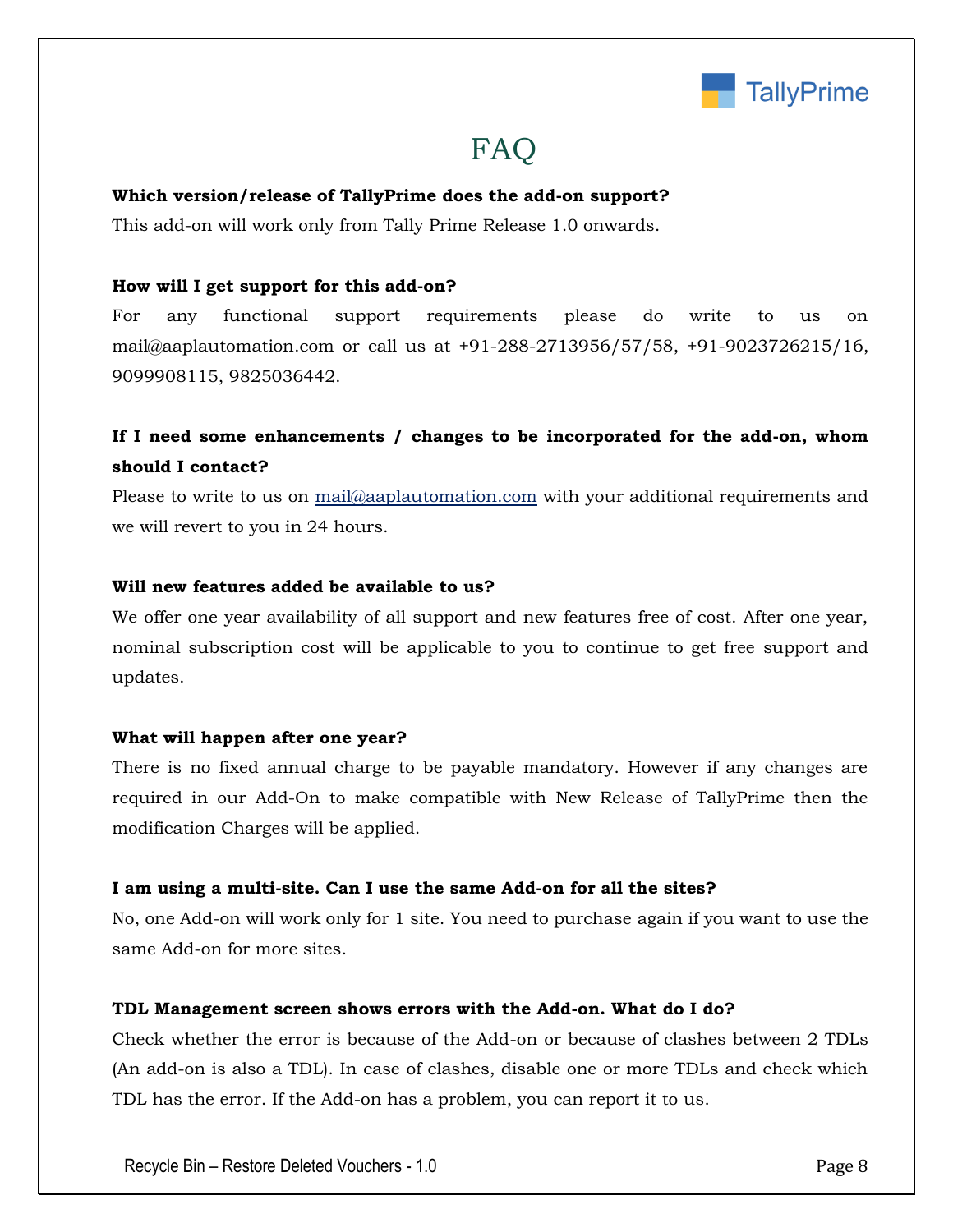# FAQ

**Which version/release of TallyPrime does the add-on support?**

This add-on will work only from Tally Prime Release 1.0 onwards.

**How will I get support for this add-on?**

For any functional support requirements please do write to us on mail@aaplautomation.com or call us at +91-288-2713956/57/58, +91-9023726215/16, 9099908115, 9825036442.

**If I need some enhancements / changes to be incorporated for the add-on, whom should I contact?**

Please to write to us on mail@aaplautomation.com with your additional requirements and we will revert to you in 24 hours.

**Will new features added be available to us?**

We offer one year availability of all support and new features free of cost. After one year, nominal subscription cost will be applicable to you to continue to get free support and updates.

**What will happen after one year?**

There is no fixed annual charge to be payable mandatory. However if any changes are required in our Add-On to make compatible with New Release of TallyPrime then the modification Charges will be applied.

**I am using a multi-site. Can I use the same Add-on for all the sites?**

No, one Add-on will work only for 1 site. You need to purchase again if you want to use the same Add-on for more sites.

**TDL Management screen shows errors with the Add-on. What do I do?**

Check whether the error is because of the Add-on or because of clashes between 2 TDLs (An add-on is also a TDL). In case of clashes, disable one or more TDLs and check which TDL has the error. If the Add-on has a problem, you can report it to us.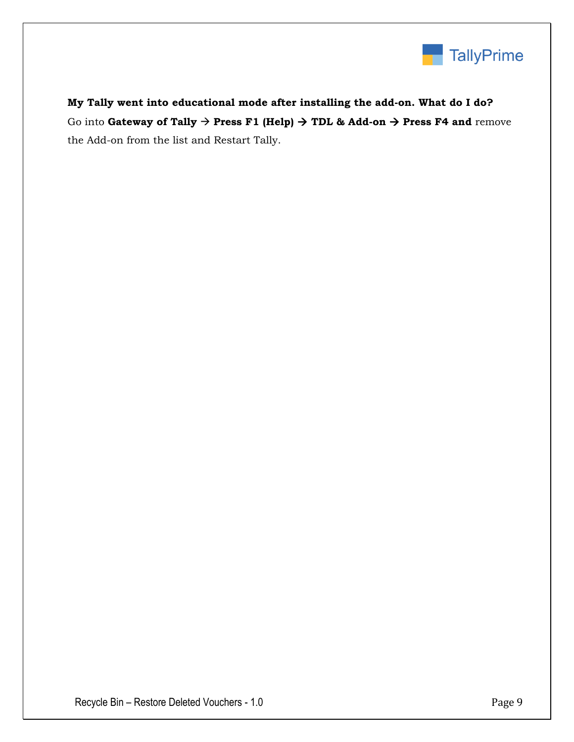**My Tally went into educational mode after installing the add-on. What do I do?**

Go into **Gateway of Tally → Press F1 (Help) → TDL & Add-on → Press F4 and** remove the Add-on from the list and Restart Tally.